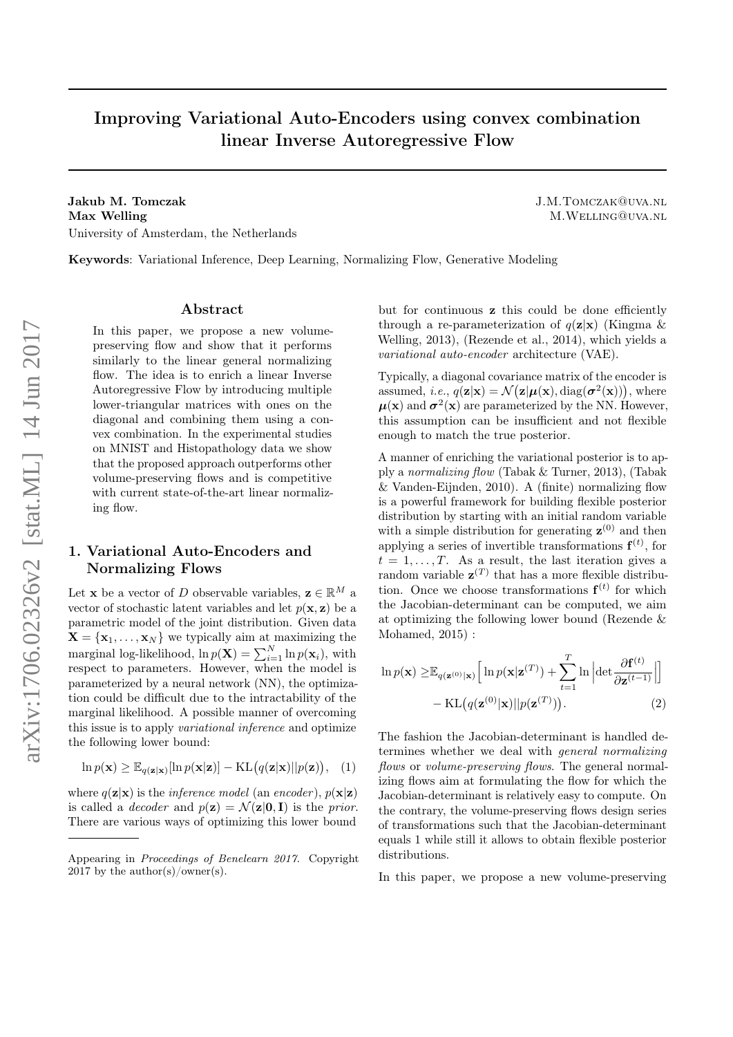# Improving Variational Auto-Encoders using convex combination linear Inverse Autoregressive Flow

**Jakub M. Tomczak** J.M.Tomczak@uva.nl
**Max Welling** M.Welling@uva.nl
University of Amsterdam, the Netherlands

**Keywords**: Variational Inference, Deep Learning, Normalizing Flow, Generative Modeling

## Abstract

In this paper, we propose a new volume-preserving flow and show that it performs similarly to the linear general normalizing flow. The idea is to enrich a linear Inverse Autoregressive Flow by introducing multiple lower-triangular matrices with ones on the diagonal and combining them using a convex combination. In the experimental studies on MNIST and Histopathology data we show that the proposed approach outperforms other volume-preserving flows and is competitive with current state-of-the-art linear normalizing flow.

## 1. Variational Auto-Encoders and Normalizing Flows

Let $\mathbf{x}$ be a vector of $D$ observable variables, $\mathbf{z} \in \mathbb{R}^M$ a vector of stochastic latent variables and let $p(\mathbf{x}, \mathbf{z})$ be a parametric model of the joint distribution. Given data $\mathbf{X} = \{\mathbf{x}_1, \ldots, \mathbf{x}_N\}$ we typically aim at maximizing the marginal log-likelihood, $\ln p(\mathbf{X}) = \sum_{i=1}^{N} \ln p(\mathbf{x}_i)$, with respect to parameters. However, when the model is parameterized by a neural network (NN), the optimization could be difficult due to the intractability of the marginal likelihood. A possible manner of overcoming this issue is to apply *variational inference* and optimize the following lower bound:

$$\ln p(\mathbf{x}) \geq \mathbb{E}_{q(\mathbf{z}|\mathbf{x})}[\ln p(\mathbf{x}|\mathbf{z})] - \mathrm{KL}\big(q(\mathbf{z}|\mathbf{x})||p(\mathbf{z})\big), \quad (1)$$

where $q(\mathbf{z}|\mathbf{x})$ is the *inference model* (an *encoder*), $p(\mathbf{x}|\mathbf{z})$ is called a *decoder* and $p(\mathbf{z}) = \mathcal{N}(\mathbf{z}|\mathbf{0}, \mathbf{I})$ is the *prior*. There are various ways of optimizing this lower bound but for continuous $\mathbf{z}$ this could be done efficiently through a re-parameterization of $q(\mathbf{z}|\mathbf{x})$ (Kingma & Welling, 2013), (Rezende et al., 2014), which yields a *variational auto-encoder* architecture (VAE).

Typically, a diagonal covariance matrix of the encoder is assumed, *i.e.*, $q(\mathbf{z}|\mathbf{x}) = \mathcal{N}\big(\mathbf{z}|\boldsymbol{\mu}(\mathbf{x}), \mathrm{diag}(\boldsymbol{\sigma}^2(\mathbf{x}))\big)$, where $\boldsymbol{\mu}(\mathbf{x})$ and $\boldsymbol{\sigma}^2(\mathbf{x})$ are parameterized by the NN. However, this assumption can be insufficient and not flexible enough to match the true posterior.

A manner of enriching the variational posterior is to apply a *normalizing flow* (Tabak & Turner, 2013), (Tabak & Vanden-Eijnden, 2010). A (finite) normalizing flow is a powerful framework for building flexible posterior distribution by starting with an initial random variable with a simple distribution for generating $\mathbf{z}^{(0)}$ and then applying a series of invertible transformations $\mathbf{f}^{(t)}$, for $t = 1, \ldots, T$. As a result, the last iteration gives a random variable $\mathbf{z}^{(T)}$ that has a more flexible distribution. Once we choose transformations $\mathbf{f}^{(t)}$ for which the Jacobian-determinant can be computed, we aim at optimizing the following lower bound (Rezende & Mohamed, 2015) :

$$\ln p(\mathbf{x}) \geq \mathbb{E}_{q(\mathbf{z}^{(0)}|\mathbf{x})}\Big[\ln p(\mathbf{x}|\mathbf{z}^{(T)}) + \sum_{t=1}^{T} \ln \Big|\det \frac{\partial \mathbf{f}^{(t)}}{\partial \mathbf{z}^{(t-1)}}\Big|\Big] - \mathrm{KL}\big(q(\mathbf{z}^{(0)}|\mathbf{x})||p(\mathbf{z}^{(T)})\big). \quad (2)$$

The fashion the Jacobian-determinant is handled determines whether we deal with *general normalizing flows* or *volume-preserving flows*. The general normalizing flows aim at formulating the flow for which the Jacobian-determinant is relatively easy to compute. On the contrary, the volume-preserving flows design series of transformations such that the Jacobian-determinant equals 1 while still it allows to obtain flexible posterior distributions.

In this paper, we propose a new volume-preserving

Appearing in *Proceedings of Benelearn 2017*. Copyright 2017 by the author(s)/owner(s).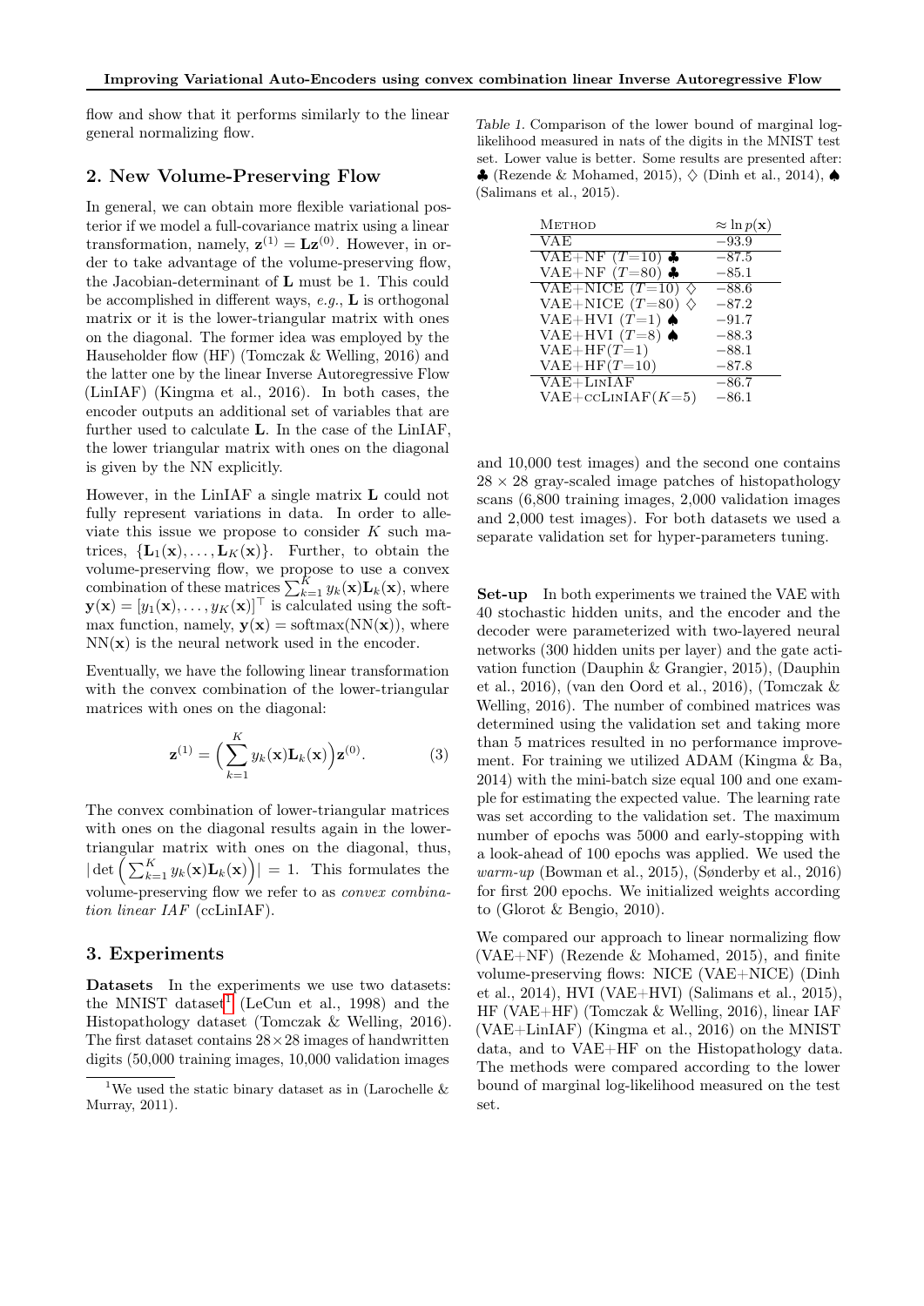flow and show that it performs similarly to the linear general normalizing flow.

## 2. New Volume-Preserving Flow

In general, we can obtain more flexible variational posterior if we model a full-covariance matrix using a linear transformation, namely, $\mathbf{z}^{(1)} = \mathbf{L}\mathbf{z}^{(0)}$. However, in order to take advantage of the volume-preserving flow, the Jacobian-determinant of $\mathbf{L}$ must be 1. This could be accomplished in different ways, *e.g.*, $\mathbf{L}$ is orthogonal matrix or it is the lower-triangular matrix with ones on the diagonal. The former idea was employed by the Householder flow (HF) (Tomczak & Welling, 2016) and the latter one by the linear Inverse Autoregressive Flow (LinIAF) (Kingma et al., 2016). In both cases, the encoder outputs an additional set of variables that are further used to calculate $\mathbf{L}$. In the case of the LinIAF, the lower triangular matrix with ones on the diagonal is given by the NN explicitly.

However, in the LinIAF a single matrix $\mathbf{L}$ could not fully represent variations in data. In order to alleviate this issue we propose to consider $K$ such matrices, $\{\mathbf{L}_1(\mathbf{x}), \ldots, \mathbf{L}_K(\mathbf{x})\}$. Further, to obtain the volume-preserving flow, we propose to use a convex combination of these matrices $\sum_{k=1}^{K} y_k(\mathbf{x})\mathbf{L}_k(\mathbf{x})$, where $\mathbf{y}(\mathbf{x}) = [y_1(\mathbf{x}), \ldots, y_K(\mathbf{x})]^\top$ is calculated using the softmax function, namely, $\mathbf{y}(\mathbf{x}) = \mathrm{softmax}(\mathrm{NN}(\mathbf{x}))$, where $\mathrm{NN}(\mathbf{x})$ is the neural network used in the encoder.

Eventually, we have the following linear transformation with the convex combination of the lower-triangular matrices with ones on the diagonal:

$$\mathbf{z}^{(1)} = \Big(\sum_{k=1}^{K} y_k(\mathbf{x})\mathbf{L}_k(\mathbf{x})\Big)\mathbf{z}^{(0)}. \tag{3}$$

The convex combination of lower-triangular matrices with ones on the diagonal results again in the lower-triangular matrix with ones on the diagonal, thus, $|\det\Big(\sum_{k=1}^{K} y_k(\mathbf{x})\mathbf{L}_k(\mathbf{x})\Big)| = 1$. This formulates the volume-preserving flow we refer to as *convex combination linear IAF* (ccLinIAF).

## 3. Experiments

**Datasets** In the experiments we use two datasets: the MNIST dataset[1] (LeCun et al., 1998) and the Histopathology dataset (Tomczak & Welling, 2016). The first dataset contains $28 \times 28$ images of handwritten digits (50,000 training images, 10,000 validation images and 10,000 test images) and the second one contains $28 \times 28$ gray-scaled image patches of histopathology scans (6,800 training images, 2,000 validation images and 2,000 test images). For both datasets we used a separate validation set for hyper-parameters tuning.

[1] We used the static binary dataset as in (Larochelle & Murray, 2011).

Table 1. Comparison of the lower bound of marginal log-likelihood measured in nats of the digits in the MNIST test set. Lower value is better. Some results are presented after: ♣ (Rezende & Mohamed, 2015), ♢ (Dinh et al., 2014), ♠ (Salimans et al., 2015).

| Method | $\approx \ln p(\mathbf{x})$ |
|---|---|
| VAE | $-93.9$ |
| VAE+NF ($T$=10) ♣ | $-87.5$ |
| VAE+NF ($T$=80) ♣ | $-85.1$ |
| VAE+NICE ($T$=10) ♢ | $-88.6$ |
| VAE+NICE ($T$=80) ♢ | $-87.2$ |
| VAE+HVI ($T$=1) ♠ | $-91.7$ |
| VAE+HVI ($T$=8) ♠ | $-88.3$ |
| VAE+HF($T$=1) | $-88.1$ |
| VAE+HF($T$=10) | $-87.8$ |
| VAE+LinIAF | $-86.7$ |
| VAE+ccLinIAF($K$=5) | $-86.1$ |

**Set-up** In both experiments we trained the VAE with 40 stochastic hidden units, and the encoder and the decoder were parameterized with two-layered neural networks (300 hidden units per layer) and the gate activation function (Dauphin & Grangier, 2015), (Dauphin et al., 2016), (van den Oord et al., 2016), (Tomczak & Welling, 2016). The number of combined matrices was determined using the validation set and taking more than 5 matrices resulted in no performance improvement. For training we utilized ADAM (Kingma & Ba, 2014) with the mini-batch size equal 100 and one example for estimating the expected value. The learning rate was set according to the validation set. The maximum number of epochs was 5000 and early-stopping with a look-ahead of 100 epochs was applied. We used the *warm-up* (Bowman et al., 2015), (Sønderby et al., 2016) for first 200 epochs. We initialized weights according to (Glorot & Bengio, 2010).

We compared our approach to linear normalizing flow (VAE+NF) (Rezende & Mohamed, 2015), and finite volume-preserving flows: NICE (VAE+NICE) (Dinh et al., 2014), HVI (VAE+HVI) (Salimans et al., 2015), HF (VAE+HF) (Tomczak & Welling, 2016), linear IAF (VAE+LinIAF) (Kingma et al., 2016) on the MNIST data, and to VAE+HF on the Histopathology data. The methods were compared according to the lower bound of marginal log-likelihood measured on the test set.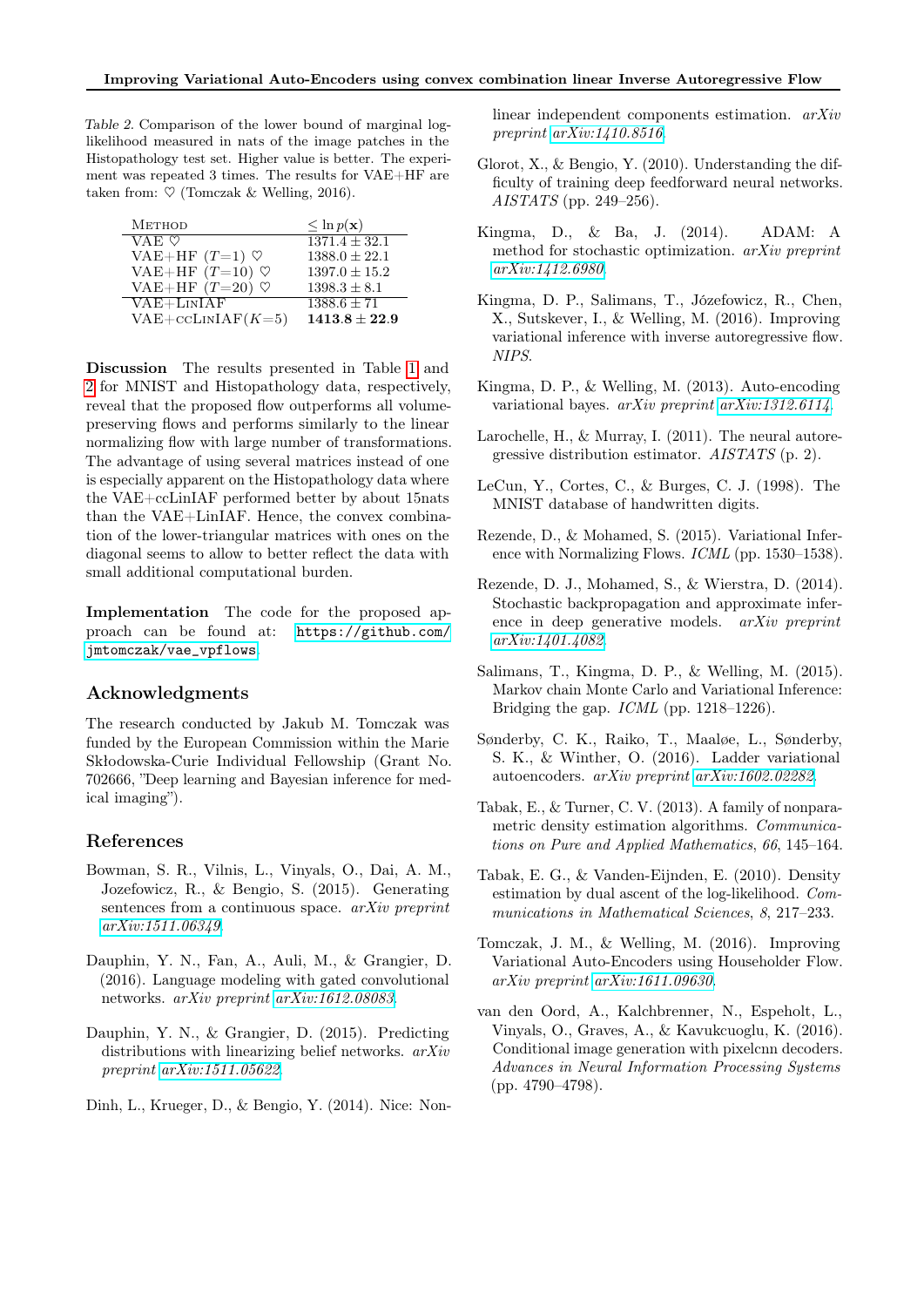Table 2. Comparison of the lower bound of marginal log-likelihood measured in nats of the image patches in the Histopathology test set. Higher value is better. The experiment was repeated 3 times. The results for VAE+HF are taken from: ♡ (Tomczak & Welling, 2016).

| Method | $\leq \ln p(\mathbf{x})$ |
|---|---|
| VAE ♡ | $1371.4 \pm 32.1$ |
| VAE+HF ($T$=1) ♡ | $1388.0 \pm 22.1$ |
| VAE+HF ($T$=10) ♡ | $1397.0 \pm 15.2$ |
| VAE+HF ($T$=20) ♡ | $1398.3 \pm 8.1$ |
| VAE+LinIAF | $1388.6 \pm 71$ |
| VAE+ccLinIAF($K$=5) | $\mathbf{1413.8 \pm 22.9}$ |

**Discussion** The results presented in Table 1 and 2 for MNIST and Histopathology data, respectively, reveal that the proposed flow outperforms all volume-preserving flows and performs similarly to the linear normalizing flow with large number of transformations. The advantage of using several matrices instead of one is especially apparent on the Histopathology data where the VAE+ccLinIAF performed better by about 15nats than the VAE+LinIAF. Hence, the convex combination of the lower-triangular matrices with ones on the diagonal seems to allow to better reflect the data with small additional computational burden.

**Implementation** The code for the proposed approach can be found at: https://github.com/jmtomczak/vae_vpflows.

## Acknowledgments

The research conducted by Jakub M. Tomczak was funded by the European Commission within the Marie Skłodowska-Curie Individual Fellowship (Grant No. 702666, "Deep learning and Bayesian inference for medical imaging").

## References

Bowman, S. R., Vilnis, L., Vinyals, O., Dai, A. M., Jozefowicz, R., & Bengio, S. (2015). Generating sentences from a continuous space. *arXiv preprint arXiv:1511.06349*.

Dauphin, Y. N., Fan, A., Auli, M., & Grangier, D. (2016). Language modeling with gated convolutional networks. *arXiv preprint arXiv:1612.08083*.

Dauphin, Y. N., & Grangier, D. (2015). Predicting distributions with linearizing belief networks. *arXiv preprint arXiv:1511.05622*.

Dinh, L., Krueger, D., & Bengio, Y. (2014). Nice: Non-linear independent components estimation. *arXiv preprint arXiv:1410.8516*.

Glorot, X., & Bengio, Y. (2010). Understanding the difficulty of training deep feedforward neural networks. *AISTATS* (pp. 249–256).

Kingma, D., & Ba, J. (2014). ADAM: A method for stochastic optimization. *arXiv preprint arXiv:1412.6980*.

Kingma, D. P., Salimans, T., Józefowicz, R., Chen, X., Sutskever, I., & Welling, M. (2016). Improving variational inference with inverse autoregressive flow. *NIPS*.

Kingma, D. P., & Welling, M. (2013). Auto-encoding variational bayes. *arXiv preprint arXiv:1312.6114*.

Larochelle, H., & Murray, I. (2011). The neural autoregressive distribution estimator. *AISTATS* (p. 2).

LeCun, Y., Cortes, C., & Burges, C. J. (1998). The MNIST database of handwritten digits.

Rezende, D., & Mohamed, S. (2015). Variational Inference with Normalizing Flows. *ICML* (pp. 1530–1538).

Rezende, D. J., Mohamed, S., & Wierstra, D. (2014). Stochastic backpropagation and approximate inference in deep generative models. *arXiv preprint arXiv:1401.4082*.

Salimans, T., Kingma, D. P., & Welling, M. (2015). Markov chain Monte Carlo and Variational Inference: Bridging the gap. *ICML* (pp. 1218–1226).

Sønderby, C. K., Raiko, T., Maaløe, L., Sønderby, S. K., & Winther, O. (2016). Ladder variational autoencoders. *arXiv preprint arXiv:1602.02282*.

Tabak, E., & Turner, C. V. (2013). A family of nonparametric density estimation algorithms. *Communications on Pure and Applied Mathematics*, *66*, 145–164.

Tabak, E. G., & Vanden-Eijnden, E. (2010). Density estimation by dual ascent of the log-likelihood. *Communications in Mathematical Sciences*, *8*, 217–233.

Tomczak, J. M., & Welling, M. (2016). Improving Variational Auto-Encoders using Householder Flow. *arXiv preprint arXiv:1611.09630*.

van den Oord, A., Kalchbrenner, N., Espeholt, L., Vinyals, O., Graves, A., & Kavukcuoglu, K. (2016). Conditional image generation with pixelcnn decoders. *Advances in Neural Information Processing Systems* (pp. 4790–4798).